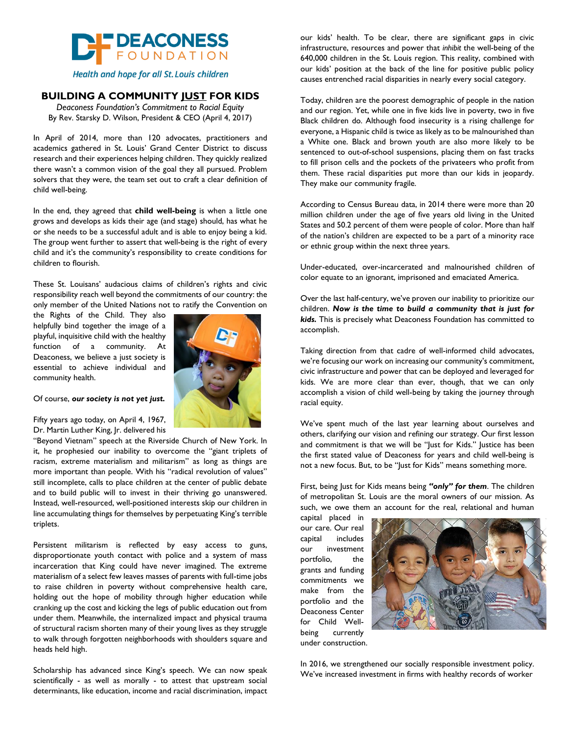**DEACONESS FOUNDATION**

*Health and hope for all St. Louis children*

# BUILDING A COMMUNITY JUST FOR KIDS

*Deaconess Foundation's Commitment to Racial Equity*
By Rev. Starsky D. Wilson, President & CEO (April 4, 2017)

In April of 2014, more than 120 advocates, practitioners and academics gathered in St. Louis' Grand Center District to discuss research and their experiences helping children. They quickly realized there wasn't a common vision of the goal they all pursued. Problem solvers that they were, the team set out to craft a clear definition of child well-being.

In the end, they agreed that **child well-being** is when a little one grows and develops as kids their age (and stage) should, has what he or she needs to be a successful adult and is able to enjoy being a kid. The group went further to assert that well-being is the right of every child and it's the community's responsibility to create conditions for children to flourish.

These St. Louisans' audacious claims of children's rights and civic responsibility reach well beyond the commitments of our country: the only member of the United Nations not to ratify the Convention on the Rights of the Child. They also helpfully bind together the image of a playful, inquisitive child with the healthy function of a community. At Deaconess, we believe a just society is essential to achieve individual and community health.

Of course, ***our society is not yet just.***

Fifty years ago today, on April 4, 1967, Dr. Martin Luther King, Jr. delivered his "Beyond Vietnam" speech at the Riverside Church of New York. In it, he prophesied our inability to overcome the "giant triplets of racism, extreme materialism and militarism" as long as things are more important than people. With his "radical revolution of values" still incomplete, calls to place children at the center of public debate and to build public will to invest in their thriving go unanswered. Instead, well-resourced, well-positioned interests skip our children in line accumulating things for themselves by perpetuating King's terrible triplets.

Persistent militarism is reflected by easy access to guns, disproportionate youth contact with police and a system of mass incarceration that King could have never imagined. The extreme materialism of a select few leaves masses of parents with full-time jobs to raise children in poverty without comprehensive health care, holding out the hope of mobility through higher education while cranking up the cost and kicking the legs of public education out from under them. Meanwhile, the internalized impact and physical trauma of structural racism shorten many of their young lives as they struggle to walk through forgotten neighborhoods with shoulders square and heads held high.

Scholarship has advanced since King's speech. We can now speak scientifically - as well as morally - to attest that upstream social determinants, like education, income and racial discrimination, impact our kids' health. To be clear, there are significant gaps in civic infrastructure, resources and power that *inhibit* the well-being of the 640,000 children in the St. Louis region. This reality, combined with our kids' position at the back of the line for positive public policy causes entrenched racial disparities in nearly every social category.

Today, children are the poorest demographic of people in the nation and our region. Yet, while one in five kids live in poverty, two in five Black children do. Although food insecurity is a rising challenge for everyone, a Hispanic child is twice as likely as to be malnourished than a White one. Black and brown youth are also more likely to be sentenced to out-of-school suspensions, placing them on fast tracks to fill prison cells and the pockets of the privateers who profit from them. These racial disparities put more than our kids in jeopardy. They make our community fragile.

According to Census Bureau data, in 2014 there were more than 20 million children under the age of five years old living in the United States and 50.2 percent of them were people of color. More than half of the nation's children are expected to be a part of a minority race or ethnic group within the next three years.

Under-educated, over-incarcerated and malnourished children of color equate to an ignorant, imprisoned and emaciated America.

Over the last half-century, we've proven our inability to prioritize our children. ***Now is the time to build a community that is just for kids.*** This is precisely what Deaconess Foundation has committed to accomplish.

Taking direction from that cadre of well-informed child advocates, we're focusing our work on increasing our community's commitment, civic infrastructure and power that can be deployed and leveraged for kids. We are more clear than ever, though, that we can only accomplish a vision of child well-being by taking the journey through racial equity.

We've spent much of the last year learning about ourselves and others, clarifying our vision and refining our strategy. Our first lesson and commitment is that we will be "Just for Kids." Justice has been the first stated value of Deaconess for years and child well-being is not a new focus. But, to be "Just for Kids" means something more.

First, being Just for Kids means being ***"only" for them***. The children of metropolitan St. Louis are the moral owners of our mission. As such, we owe them an account for the real, relational and human capital placed in our care. Our real capital includes our investment portfolio, the grants and funding commitments we make from the portfolio and the Deaconess Center for Child Well-being currently under construction.

In 2016, we strengthened our socially responsible investment policy. We've increased investment in firms with healthy records of worker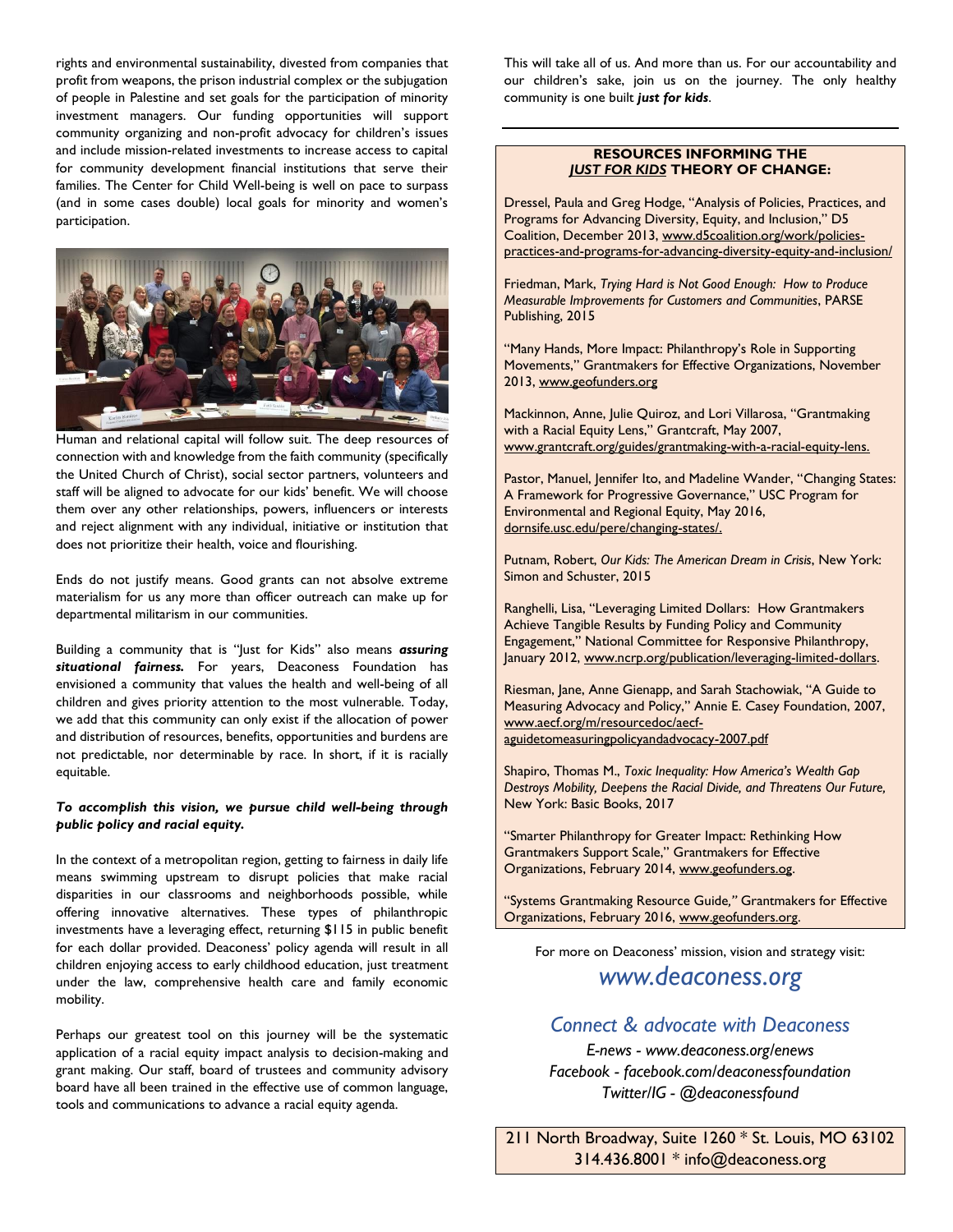rights and environmental sustainability, divested from companies that profit from weapons, the prison industrial complex or the subjugation of people in Palestine and set goals for the participation of minority investment managers. Our funding opportunities will support community organizing and non-profit advocacy for children's issues and include mission-related investments to increase access to capital for community development financial institutions that serve their families. The Center for Child Well-being is well on pace to surpass (and in some cases double) local goals for minority and women's participation.

Human and relational capital will follow suit. The deep resources of connection with and knowledge from the faith community (specifically the United Church of Christ), social sector partners, volunteers and staff will be aligned to advocate for our kids' benefit. We will choose them over any other relationships, powers, influencers or interests and reject alignment with any individual, initiative or institution that does not prioritize their health, voice and flourishing.

Ends do not justify means. Good grants can not absolve extreme materialism for us any more than officer outreach can make up for departmental militarism in our communities.

Building a community that is "Just for Kids" also means ***assuring situational fairness.*** For years, Deaconess Foundation has envisioned a community that values the health and well-being of all children and gives priority attention to the most vulnerable. Today, we add that this community can only exist if the allocation of power and distribution of resources, benefits, opportunities and burdens are not predictable, nor determinable by race. In short, if it is racially equitable.

***To accomplish this vision, we pursue child well-being through public policy and racial equity.***

In the context of a metropolitan region, getting to fairness in daily life means swimming upstream to disrupt policies that make racial disparities in our classrooms and neighborhoods possible, while offering innovative alternatives. These types of philanthropic investments have a leveraging effect, returning $115 in public benefit for each dollar provided. Deaconess' policy agenda will result in all children enjoying access to early childhood education, just treatment under the law, comprehensive health care and family economic mobility.

Perhaps our greatest tool on this journey will be the systematic application of a racial equity impact analysis to decision-making and grant making. Our staff, board of trustees and community advisory board have all been trained in the effective use of common language, tools and communications to advance a racial equity agenda.

This will take all of us. And more than us. For our accountability and our children's sake, join us on the journey. The only healthy community is one built ***just for kids***.

---

**RESOURCES INFORMING THE *JUST FOR KIDS* THEORY OF CHANGE:**

Dressel, Paula and Greg Hodge, "Analysis of Policies, Practices, and Programs for Advancing Diversity, Equity, and Inclusion," D5 Coalition, December 2013, www.d5coalition.org/work/policies-practices-and-programs-for-advancing-diversity-equity-and-inclusion/

Friedman, Mark, *Trying Hard is Not Good Enough: How to Produce Measurable Improvements for Customers and Communities*, PARSE Publishing, 2015

"Many Hands, More Impact: Philanthropy's Role in Supporting Movements," Grantmakers for Effective Organizations, November 2013, www.geofunders.org

Mackinnon, Anne, Julie Quiroz, and Lori Villarosa, "Grantmaking with a Racial Equity Lens," Grantcraft, May 2007, www.grantcraft.org/guides/grantmaking-with-a-racial-equity-lens.

Pastor, Manuel, Jennifer Ito, and Madeline Wander, "Changing States: A Framework for Progressive Governance," USC Program for Environmental and Regional Equity, May 2016, dornsife.usc.edu/pere/changing-states/.

Putnam, Robert, *Our Kids: The American Dream in Crisis*, New York: Simon and Schuster, 2015

Ranghelli, Lisa, "Leveraging Limited Dollars: How Grantmakers Achieve Tangible Results by Funding Policy and Community Engagement," National Committee for Responsive Philanthropy, January 2012, www.ncrp.org/publication/leveraging-limited-dollars.

Riesman, Jane, Anne Gienapp, and Sarah Stachowiak, "A Guide to Measuring Advocacy and Policy," Annie E. Casey Foundation, 2007, www.aecf.org/m/resourcedoc/aecf-aguidetomeasuringpolicyandadvocacy-2007.pdf

Shapiro, Thomas M., *Toxic Inequality: How America's Wealth Gap Destroys Mobility, Deepens the Racial Divide, and Threatens Our Future,* New York: Basic Books, 2017

"Smarter Philanthropy for Greater Impact: Rethinking How Grantmakers Support Scale," Grantmakers for Effective Organizations, February 2014, www.geofunders.og.

"Systems Grantmaking Resource Guide," Grantmakers for Effective Organizations, February 2016, www.geofunders.org.

For more on Deaconess' mission, vision and strategy visit:

*www.deaconess.org*

*Connect & advocate with Deaconess*

*E-news - www.deaconess.org/enews*
*Facebook - facebook.com/deaconessfoundation*
*Twitter/IG - @deaconessfound*

211 North Broadway, Suite 1260 * St. Louis, MO 63102
314.436.8001 * info@deaconess.org